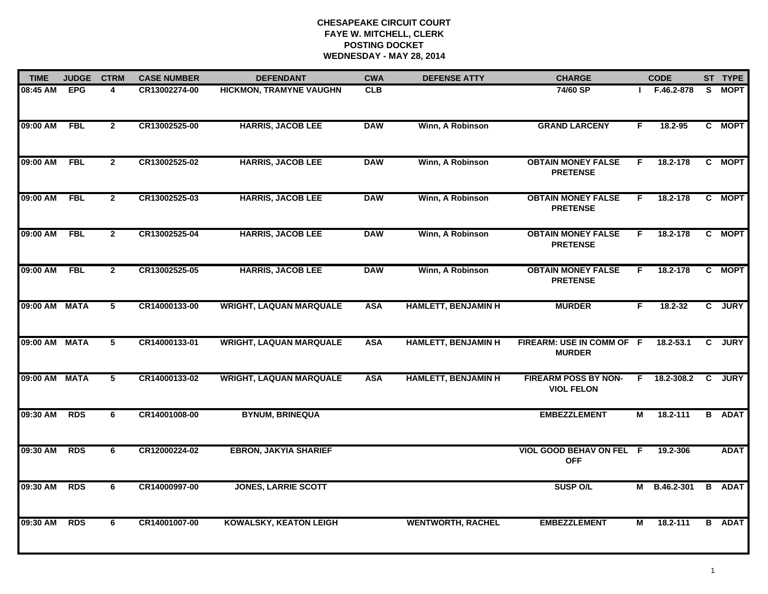**CHESAPEAKE CIRCUIT COURT**
**FAYE W. MITCHELL, CLERK**
**POSTING DOCKET**
**WEDNESDAY - MAY 28, 2014**

| TIME | JUDGE | CTRM | CASE NUMBER | DEFENDANT | CWA | DEFENSE ATTY | CHARGE | | CODE | ST | TYPE |
|---|---|---|---|---|---|---|---|---|---|---|---|
| 08:45 AM | EPG | 4 | CR13002274-00 | HICKMON, TRAMYNE VAUGHN | CLB | | 74/60 SP | I | F.46.2-878 | S | MOPT |
| 09:00 AM | FBL | 2 | CR13002525-00 | HARRIS, JACOB LEE | DAW | Winn, A Robinson | GRAND LARCENY | F | 18.2-95 | C | MOPT |
| 09:00 AM | FBL | 2 | CR13002525-02 | HARRIS, JACOB LEE | DAW | Winn, A Robinson | OBTAIN MONEY FALSE PRETENSE | F | 18.2-178 | C | MOPT |
| 09:00 AM | FBL | 2 | CR13002525-03 | HARRIS, JACOB LEE | DAW | Winn, A Robinson | OBTAIN MONEY FALSE PRETENSE | F | 18.2-178 | C | MOPT |
| 09:00 AM | FBL | 2 | CR13002525-04 | HARRIS, JACOB LEE | DAW | Winn, A Robinson | OBTAIN MONEY FALSE PRETENSE | F | 18.2-178 | C | MOPT |
| 09:00 AM | FBL | 2 | CR13002525-05 | HARRIS, JACOB LEE | DAW | Winn, A Robinson | OBTAIN MONEY FALSE PRETENSE | F | 18.2-178 | C | MOPT |
| 09:00 AM | MATA | 5 | CR14000133-00 | WRIGHT, LAQUAN MARQUALE | ASA | HAMLETT, BENJAMIN H | MURDER | F | 18.2-32 | C | JURY |
| 09:00 AM | MATA | 5 | CR14000133-01 | WRIGHT, LAQUAN MARQUALE | ASA | HAMLETT, BENJAMIN H | FIREARM: USE IN COMM OF MURDER | F | 18.2-53.1 | C | JURY |
| 09:00 AM | MATA | 5 | CR14000133-02 | WRIGHT, LAQUAN MARQUALE | ASA | HAMLETT, BENJAMIN H | FIREARM POSS BY NON-VIOL FELON | F | 18.2-308.2 | C | JURY |
| 09:30 AM | RDS | 6 | CR14001008-00 | BYNUM, BRINEQUA | | | EMBEZZLEMENT | M | 18.2-111 | B | ADAT |
| 09:30 AM | RDS | 6 | CR12000224-02 | EBRON, JAKYIA SHARIEF | | | VIOL GOOD BEHAV ON FEL OFF | F | 19.2-306 | | ADAT |
| 09:30 AM | RDS | 6 | CR14000997-00 | JONES, LARRIE SCOTT | | | SUSP O/L | M | B.46.2-301 | B | ADAT |
| 09:30 AM | RDS | 6 | CR14001007-00 | KOWALSKY, KEATON LEIGH | | WENTWORTH, RACHEL | EMBEZZLEMENT | M | 18.2-111 | B | ADAT |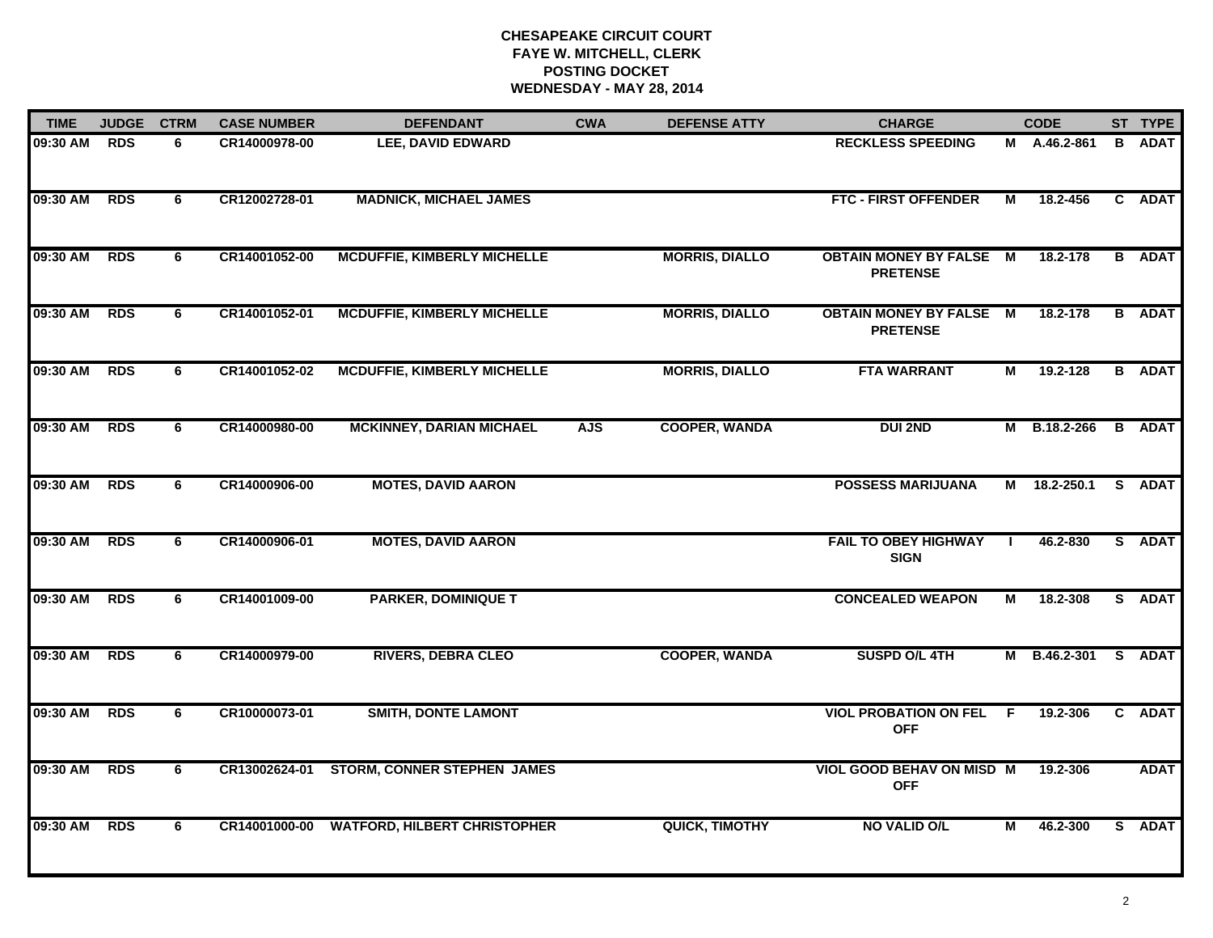# CHESAPEAKE CIRCUIT COURT
## FAYE W. MITCHELL, CLERK
## POSTING DOCKET
## WEDNESDAY - MAY 28, 2014

| TIME | JUDGE | CTRM | CASE NUMBER | DEFENDANT | CWA | DEFENSE ATTY | CHARGE | | CODE | ST | TYPE |
|---|---|---|---|---|---|---|---|---|---|---|---|
| 09:30 AM | RDS | 6 | CR14000978-00 | LEE, DAVID EDWARD | | | RECKLESS SPEEDING | M | A.46.2-861 | B | ADAT |
| 09:30 AM | RDS | 6 | CR12002728-01 | MADNICK, MICHAEL JAMES | | | FTC - FIRST OFFENDER | M | 18.2-456 | C | ADAT |
| 09:30 AM | RDS | 6 | CR14001052-00 | MCDUFFIE, KIMBERLY MICHELLE | | MORRIS, DIALLO | OBTAIN MONEY BY FALSE PRETENSE | M | 18.2-178 | B | ADAT |
| 09:30 AM | RDS | 6 | CR14001052-01 | MCDUFFIE, KIMBERLY MICHELLE | | MORRIS, DIALLO | OBTAIN MONEY BY FALSE PRETENSE | M | 18.2-178 | B | ADAT |
| 09:30 AM | RDS | 6 | CR14001052-02 | MCDUFFIE, KIMBERLY MICHELLE | | MORRIS, DIALLO | FTA WARRANT | M | 19.2-128 | B | ADAT |
| 09:30 AM | RDS | 6 | CR14000980-00 | MCKINNEY, DARIAN MICHAEL | AJS | COOPER, WANDA | DUI 2ND | M | B.18.2-266 | B | ADAT |
| 09:30 AM | RDS | 6 | CR14000906-00 | MOTES, DAVID AARON | | | POSSESS MARIJUANA | M | 18.2-250.1 | S | ADAT |
| 09:30 AM | RDS | 6 | CR14000906-01 | MOTES, DAVID AARON | | | FAIL TO OBEY HIGHWAY SIGN | I | 46.2-830 | S | ADAT |
| 09:30 AM | RDS | 6 | CR14001009-00 | PARKER, DOMINIQUE T | | | CONCEALED WEAPON | M | 18.2-308 | S | ADAT |
| 09:30 AM | RDS | 6 | CR14000979-00 | RIVERS, DEBRA CLEO | | COOPER, WANDA | SUSPD O/L 4TH | M | B.46.2-301 | S | ADAT |
| 09:30 AM | RDS | 6 | CR10000073-01 | SMITH, DONTE LAMONT | | | VIOL PROBATION ON FEL OFF | F | 19.2-306 | C | ADAT |
| 09:30 AM | RDS | 6 | CR13002624-01 | STORM, CONNER STEPHEN JAMES | | | VIOL GOOD BEHAV ON MISD OFF | M | 19.2-306 | | ADAT |
| 09:30 AM | RDS | 6 | CR14001000-00 | WATFORD, HILBERT CHRISTOPHER | | QUICK, TIMOTHY | NO VALID O/L | M | 46.2-300 | S | ADAT |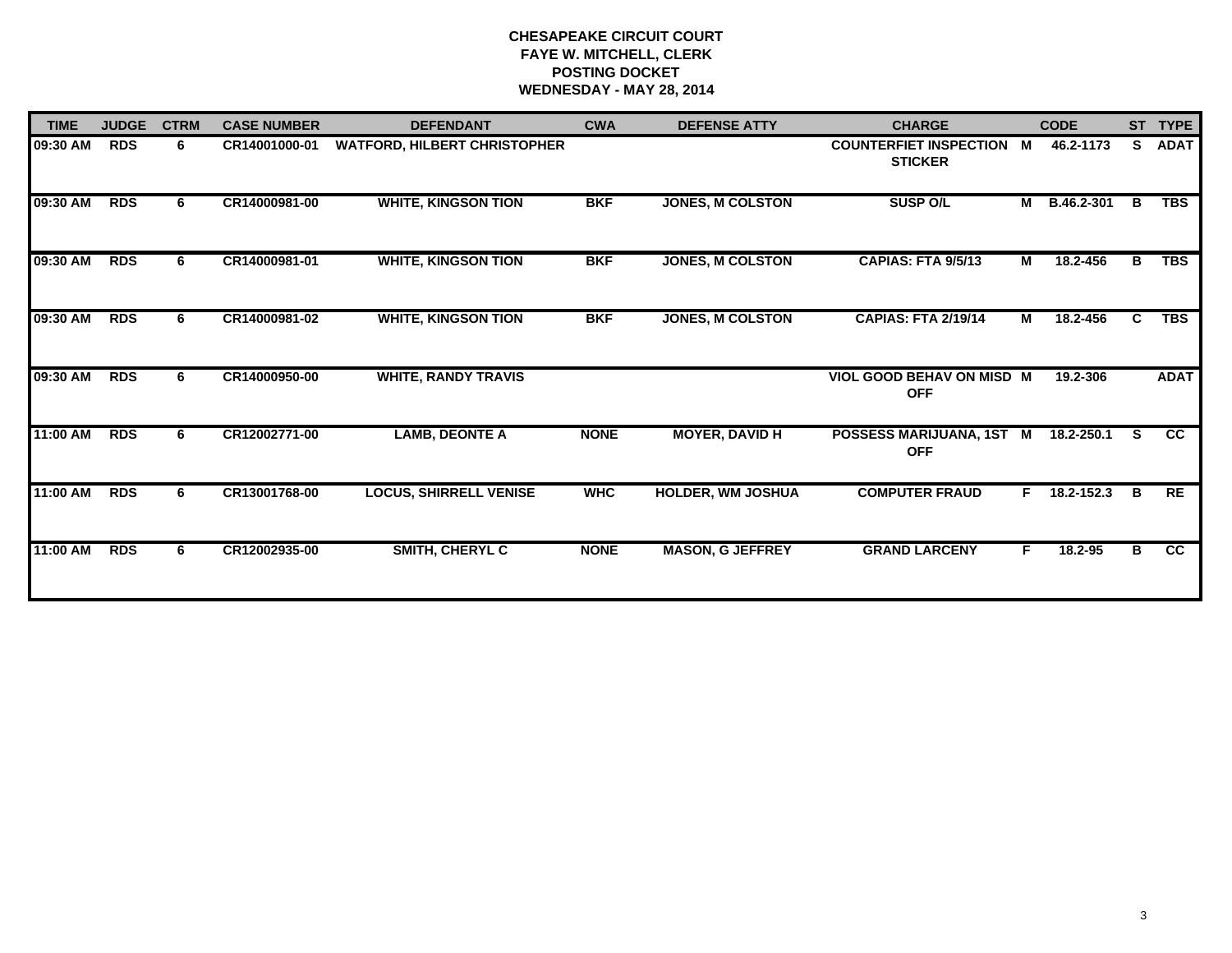**CHESAPEAKE CIRCUIT COURT**
**FAYE W. MITCHELL, CLERK**
**POSTING DOCKET**
**WEDNESDAY - MAY 28, 2014**

| TIME | JUDGE | CTRM | CASE NUMBER | DEFENDANT | CWA | DEFENSE ATTY | CHARGE | | CODE | ST | TYPE |
|---|---|---|---|---|---|---|---|---|---|---|---|
| 09:30 AM | RDS | 6 | CR14001000-01 | WATFORD, HILBERT CHRISTOPHER | | | COUNTERFIET INSPECTION STICKER | M | 46.2-1173 | S | ADAT |
| 09:30 AM | RDS | 6 | CR14000981-00 | WHITE, KINGSON TION | BKF | JONES, M COLSTON | SUSP O/L | M | B.46.2-301 | B | TBS |
| 09:30 AM | RDS | 6 | CR14000981-01 | WHITE, KINGSON TION | BKF | JONES, M COLSTON | CAPIAS: FTA 9/5/13 | M | 18.2-456 | B | TBS |
| 09:30 AM | RDS | 6 | CR14000981-02 | WHITE, KINGSON TION | BKF | JONES, M COLSTON | CAPIAS: FTA 2/19/14 | M | 18.2-456 | C | TBS |
| 09:30 AM | RDS | 6 | CR14000950-00 | WHITE, RANDY TRAVIS | | | VIOL GOOD BEHAV ON MISD OFF | M | 19.2-306 | | ADAT |
| 11:00 AM | RDS | 6 | CR12002771-00 | LAMB, DEONTE A | NONE | MOYER, DAVID H | POSSESS MARIJUANA, 1ST OFF | M | 18.2-250.1 | S | CC |
| 11:00 AM | RDS | 6 | CR13001768-00 | LOCUS, SHIRRELL VENISE | WHC | HOLDER, WM JOSHUA | COMPUTER FRAUD | F | 18.2-152.3 | B | RE |
| 11:00 AM | RDS | 6 | CR12002935-00 | SMITH, CHERYL C | NONE | MASON, G JEFFREY | GRAND LARCENY | F | 18.2-95 | B | CC |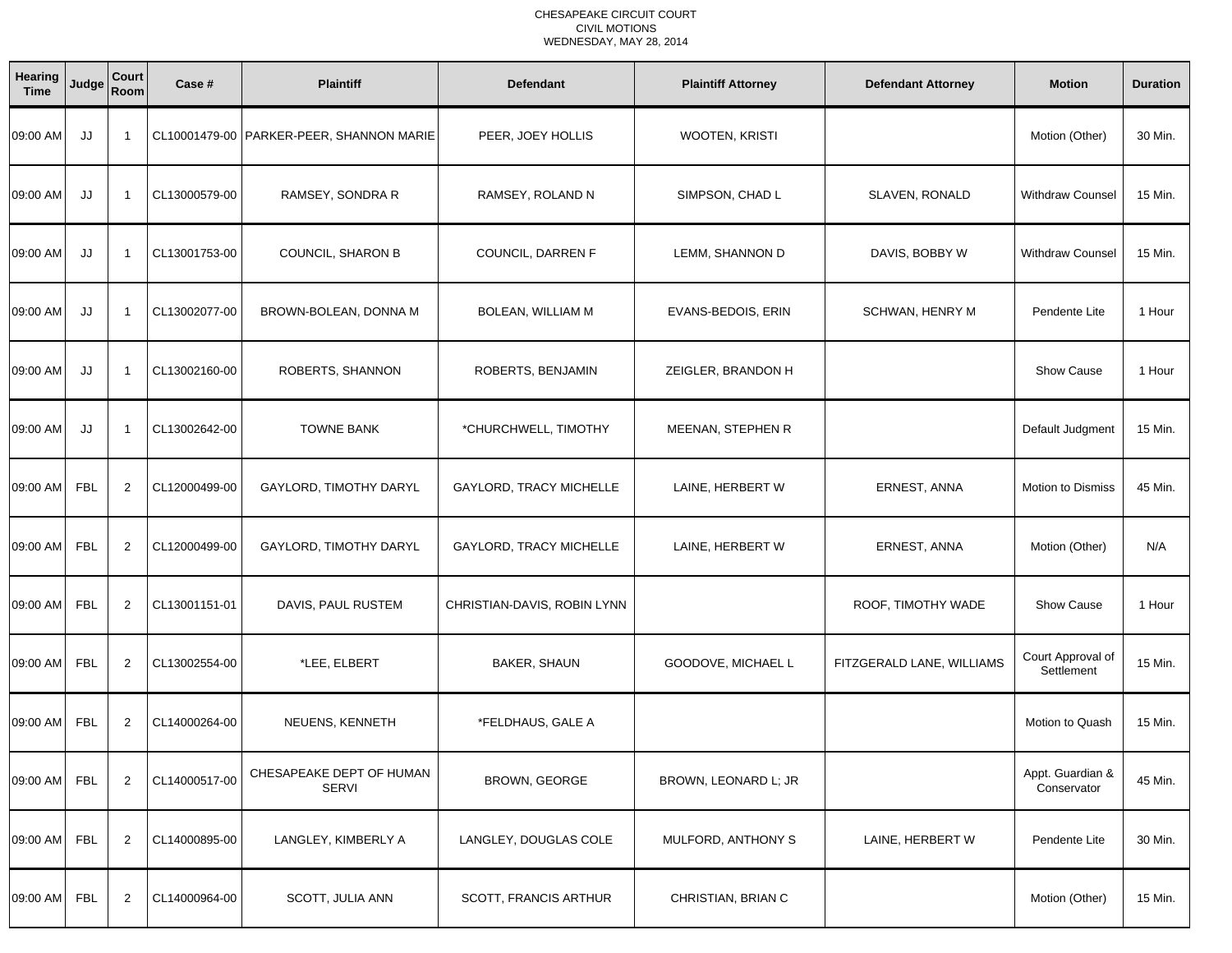CHESAPEAKE CIRCUIT COURT
CIVIL MOTIONS
WEDNESDAY, MAY 28, 2014

| Hearing Time | Judge | Court Room | Case # | Plaintiff | Defendant | Plaintiff Attorney | Defendant Attorney | Motion | Duration |
|---|---|---|---|---|---|---|---|---|---|
| 09:00 AM | JJ | 1 | CL10001479-00 | PARKER-PEER, SHANNON MARIE | PEER, JOEY HOLLIS | WOOTEN, KRISTI | | Motion (Other) | 30 Min. |
| 09:00 AM | JJ | 1 | CL13000579-00 | RAMSEY, SONDRA R | RAMSEY, ROLAND N | SIMPSON, CHAD L | SLAVEN, RONALD | Withdraw Counsel | 15 Min. |
| 09:00 AM | JJ | 1 | CL13001753-00 | COUNCIL, SHARON B | COUNCIL, DARREN F | LEMM, SHANNON D | DAVIS, BOBBY W | Withdraw Counsel | 15 Min. |
| 09:00 AM | JJ | 1 | CL13002077-00 | BROWN-BOLEAN, DONNA M | BOLEAN, WILLIAM M | EVANS-BEDOIS, ERIN | SCHWAN, HENRY M | Pendente Lite | 1 Hour |
| 09:00 AM | JJ | 1 | CL13002160-00 | ROBERTS, SHANNON | ROBERTS, BENJAMIN | ZEIGLER, BRANDON H | | Show Cause | 1 Hour |
| 09:00 AM | JJ | 1 | CL13002642-00 | TOWNE BANK | *CHURCHWELL, TIMOTHY | MEENAN, STEPHEN R | | Default Judgment | 15 Min. |
| 09:00 AM | FBL | 2 | CL12000499-00 | GAYLORD, TIMOTHY DARYL | GAYLORD, TRACY MICHELLE | LAINE, HERBERT W | ERNEST, ANNA | Motion to Dismiss | 45 Min. |
| 09:00 AM | FBL | 2 | CL12000499-00 | GAYLORD, TIMOTHY DARYL | GAYLORD, TRACY MICHELLE | LAINE, HERBERT W | ERNEST, ANNA | Motion (Other) | N/A |
| 09:00 AM | FBL | 2 | CL13001151-01 | DAVIS, PAUL RUSTEM | CHRISTIAN-DAVIS, ROBIN LYNN | | ROOF, TIMOTHY WADE | Show Cause | 1 Hour |
| 09:00 AM | FBL | 2 | CL13002554-00 | *LEE, ELBERT | BAKER, SHAUN | GOODOVE, MICHAEL L | FITZGERALD LANE, WILLIAMS | Court Approval of Settlement | 15 Min. |
| 09:00 AM | FBL | 2 | CL14000264-00 | NEUENS, KENNETH | *FELDHAUS, GALE A | | | Motion to Quash | 15 Min. |
| 09:00 AM | FBL | 2 | CL14000517-00 | CHESAPEAKE DEPT OF HUMAN SERVI | BROWN, GEORGE | BROWN, LEONARD L; JR | | Appt. Guardian & Conservator | 45 Min. |
| 09:00 AM | FBL | 2 | CL14000895-00 | LANGLEY, KIMBERLY A | LANGLEY, DOUGLAS COLE | MULFORD, ANTHONY S | LAINE, HERBERT W | Pendente Lite | 30 Min. |
| 09:00 AM | FBL | 2 | CL14000964-00 | SCOTT, JULIA ANN | SCOTT, FRANCIS ARTHUR | CHRISTIAN, BRIAN C | | Motion (Other) | 15 Min. |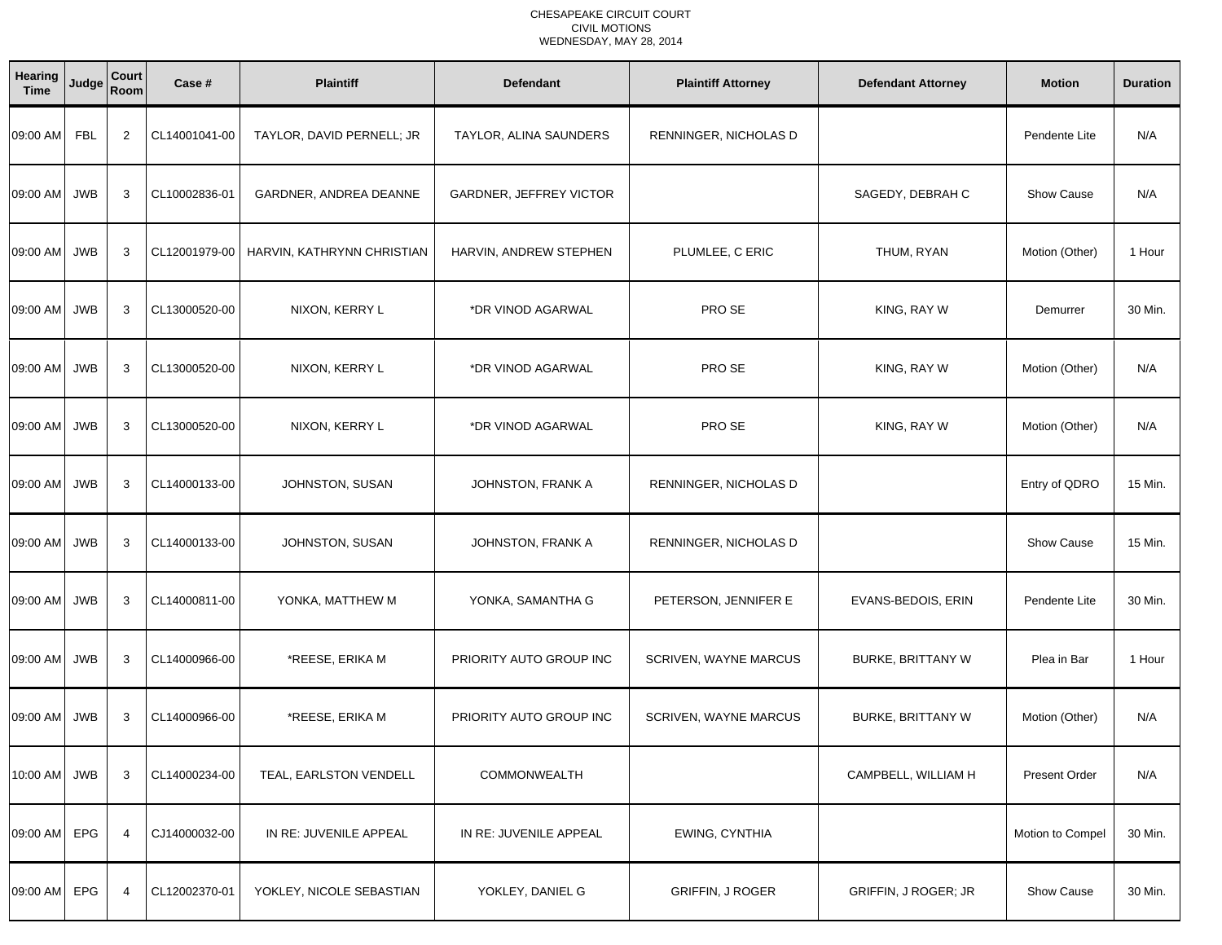CHESAPEAKE CIRCUIT COURT
CIVIL MOTIONS
WEDNESDAY, MAY 28, 2014

| Hearing Time | Judge | Court Room | Case # | Plaintiff | Defendant | Plaintiff Attorney | Defendant Attorney | Motion | Duration |
|---|---|---|---|---|---|---|---|---|---|
| 09:00 AM | FBL | 2 | CL14001041-00 | TAYLOR, DAVID PERNELL; JR | TAYLOR, ALINA SAUNDERS | RENNINGER, NICHOLAS D | | Pendente Lite | N/A |
| 09:00 AM | JWB | 3 | CL10002836-01 | GARDNER, ANDREA DEANNE | GARDNER, JEFFREY VICTOR | | SAGEDY, DEBRAH C | Show Cause | N/A |
| 09:00 AM | JWB | 3 | CL12001979-00 | HARVIN, KATHRYNN CHRISTIAN | HARVIN, ANDREW STEPHEN | PLUMLEE, C ERIC | THUM, RYAN | Motion (Other) | 1 Hour |
| 09:00 AM | JWB | 3 | CL13000520-00 | NIXON, KERRY L | *DR VINOD AGARWAL | PRO SE | KING, RAY W | Demurrer | 30 Min. |
| 09:00 AM | JWB | 3 | CL13000520-00 | NIXON, KERRY L | *DR VINOD AGARWAL | PRO SE | KING, RAY W | Motion (Other) | N/A |
| 09:00 AM | JWB | 3 | CL13000520-00 | NIXON, KERRY L | *DR VINOD AGARWAL | PRO SE | KING, RAY W | Motion (Other) | N/A |
| 09:00 AM | JWB | 3 | CL14000133-00 | JOHNSTON, SUSAN | JOHNSTON, FRANK A | RENNINGER, NICHOLAS D | | Entry of QDRO | 15 Min. |
| 09:00 AM | JWB | 3 | CL14000133-00 | JOHNSTON, SUSAN | JOHNSTON, FRANK A | RENNINGER, NICHOLAS D | | Show Cause | 15 Min. |
| 09:00 AM | JWB | 3 | CL14000811-00 | YONKA, MATTHEW M | YONKA, SAMANTHA G | PETERSON, JENNIFER E | EVANS-BEDOIS, ERIN | Pendente Lite | 30 Min. |
| 09:00 AM | JWB | 3 | CL14000966-00 | *REESE, ERIKA M | PRIORITY AUTO GROUP INC | SCRIVEN, WAYNE MARCUS | BURKE, BRITTANY W | Plea in Bar | 1 Hour |
| 09:00 AM | JWB | 3 | CL14000966-00 | *REESE, ERIKA M | PRIORITY AUTO GROUP INC | SCRIVEN, WAYNE MARCUS | BURKE, BRITTANY W | Motion (Other) | N/A |
| 10:00 AM | JWB | 3 | CL14000234-00 | TEAL, EARLSTON VENDELL | COMMONWEALTH | | CAMPBELL, WILLIAM H | Present Order | N/A |
| 09:00 AM | EPG | 4 | CJ14000032-00 | IN RE: JUVENILE APPEAL | IN RE: JUVENILE APPEAL | EWING, CYNTHIA | | Motion to Compel | 30 Min. |
| 09:00 AM | EPG | 4 | CL12002370-01 | YOKLEY, NICOLE SEBASTIAN | YOKLEY, DANIEL G | GRIFFIN, J ROGER | GRIFFIN, J ROGER; JR | Show Cause | 30 Min. |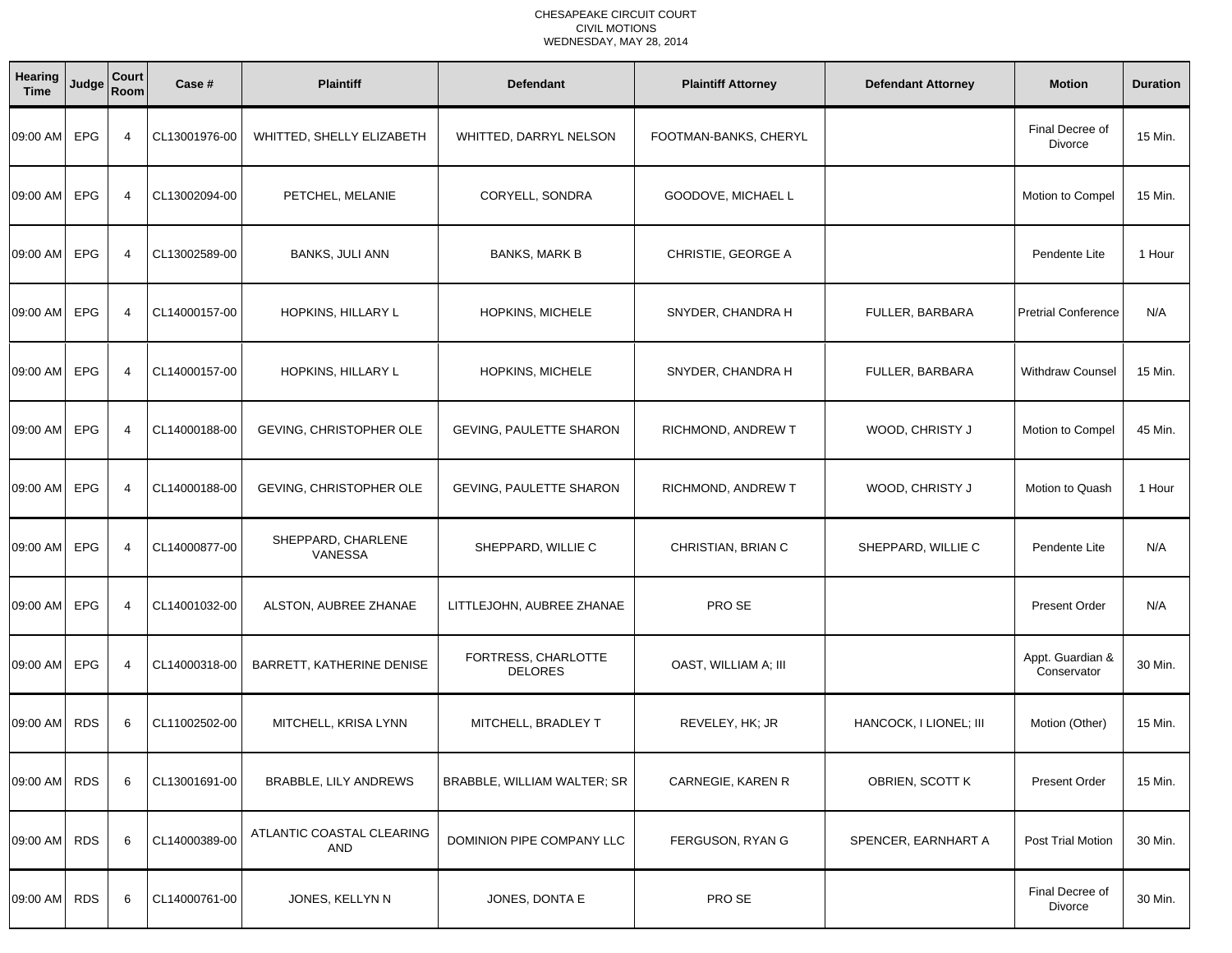CHESAPEAKE CIRCUIT COURT
CIVIL MOTIONS
WEDNESDAY, MAY 28, 2014

| Hearing Time | Judge | Court Room | Case # | Plaintiff | Defendant | Plaintiff Attorney | Defendant Attorney | Motion | Duration |
|---|---|---|---|---|---|---|---|---|---|
| 09:00 AM | EPG | 4 | CL13001976-00 | WHITTED, SHELLY ELIZABETH | WHITTED, DARRYL NELSON | FOOTMAN-BANKS, CHERYL | | Final Decree of Divorce | 15 Min. |
| 09:00 AM | EPG | 4 | CL13002094-00 | PETCHEL, MELANIE | CORYELL, SONDRA | GOODOVE, MICHAEL L | | Motion to Compel | 15 Min. |
| 09:00 AM | EPG | 4 | CL13002589-00 | BANKS, JULI ANN | BANKS, MARK B | CHRISTIE, GEORGE A | | Pendente Lite | 1 Hour |
| 09:00 AM | EPG | 4 | CL14000157-00 | HOPKINS, HILLARY L | HOPKINS, MICHELE | SNYDER, CHANDRA H | FULLER, BARBARA | Pretrial Conference | N/A |
| 09:00 AM | EPG | 4 | CL14000157-00 | HOPKINS, HILLARY L | HOPKINS, MICHELE | SNYDER, CHANDRA H | FULLER, BARBARA | Withdraw Counsel | 15 Min. |
| 09:00 AM | EPG | 4 | CL14000188-00 | GEVING, CHRISTOPHER OLE | GEVING, PAULETTE SHARON | RICHMOND, ANDREW T | WOOD, CHRISTY J | Motion to Compel | 45 Min. |
| 09:00 AM | EPG | 4 | CL14000188-00 | GEVING, CHRISTOPHER OLE | GEVING, PAULETTE SHARON | RICHMOND, ANDREW T | WOOD, CHRISTY J | Motion to Quash | 1 Hour |
| 09:00 AM | EPG | 4 | CL14000877-00 | SHEPPARD, CHARLENE VANESSA | SHEPPARD, WILLIE C | CHRISTIAN, BRIAN C | SHEPPARD, WILLIE C | Pendente Lite | N/A |
| 09:00 AM | EPG | 4 | CL14001032-00 | ALSTON, AUBREE ZHANAE | LITTLEJOHN, AUBREE ZHANAE | PRO SE | | Present Order | N/A |
| 09:00 AM | EPG | 4 | CL14000318-00 | BARRETT, KATHERINE DENISE | FORTRESS, CHARLOTTE DELORES | OAST, WILLIAM A; III | | Appt. Guardian & Conservator | 30 Min. |
| 09:00 AM | RDS | 6 | CL11002502-00 | MITCHELL, KRISA LYNN | MITCHELL, BRADLEY T | REVELEY, HK; JR | HANCOCK, I LIONEL; III | Motion (Other) | 15 Min. |
| 09:00 AM | RDS | 6 | CL13001691-00 | BRABBLE, LILY ANDREWS | BRABBLE, WILLIAM WALTER; SR | CARNEGIE, KAREN R | OBRIEN, SCOTT K | Present Order | 15 Min. |
| 09:00 AM | RDS | 6 | CL14000389-00 | ATLANTIC COASTAL CLEARING AND | DOMINION PIPE COMPANY LLC | FERGUSON, RYAN G | SPENCER, EARNHART A | Post Trial Motion | 30 Min. |
| 09:00 AM | RDS | 6 | CL14000761-00 | JONES, KELLYN N | JONES, DONTA E | PRO SE | | Final Decree of Divorce | 30 Min. |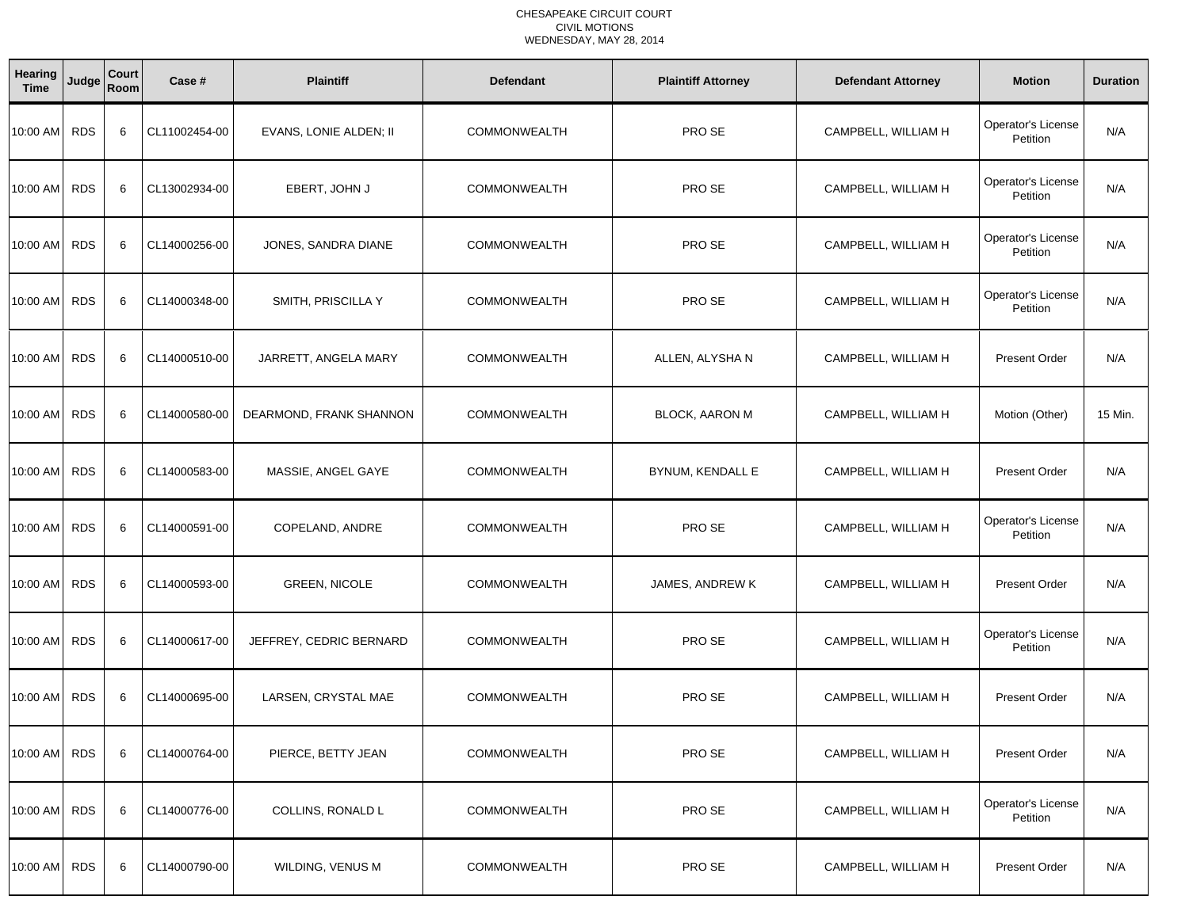CHESAPEAKE CIRCUIT COURT
CIVIL MOTIONS
WEDNESDAY, MAY 28, 2014

| Hearing Time | Judge | Court Room | Case # | Plaintiff | Defendant | Plaintiff Attorney | Defendant Attorney | Motion | Duration |
|---|---|---|---|---|---|---|---|---|---|
| 10:00 AM | RDS | 6 | CL11002454-00 | EVANS, LONIE ALDEN; II | COMMONWEALTH | PRO SE | CAMPBELL, WILLIAM H | Operator's License Petition | N/A |
| 10:00 AM | RDS | 6 | CL13002934-00 | EBERT, JOHN J | COMMONWEALTH | PRO SE | CAMPBELL, WILLIAM H | Operator's License Petition | N/A |
| 10:00 AM | RDS | 6 | CL14000256-00 | JONES, SANDRA DIANE | COMMONWEALTH | PRO SE | CAMPBELL, WILLIAM H | Operator's License Petition | N/A |
| 10:00 AM | RDS | 6 | CL14000348-00 | SMITH, PRISCILLA Y | COMMONWEALTH | PRO SE | CAMPBELL, WILLIAM H | Operator's License Petition | N/A |
| 10:00 AM | RDS | 6 | CL14000510-00 | JARRETT, ANGELA MARY | COMMONWEALTH | ALLEN, ALYSHA N | CAMPBELL, WILLIAM H | Present Order | N/A |
| 10:00 AM | RDS | 6 | CL14000580-00 | DEARMOND, FRANK SHANNON | COMMONWEALTH | BLOCK, AARON M | CAMPBELL, WILLIAM H | Motion (Other) | 15 Min. |
| 10:00 AM | RDS | 6 | CL14000583-00 | MASSIE, ANGEL GAYE | COMMONWEALTH | BYNUM, KENDALL E | CAMPBELL, WILLIAM H | Present Order | N/A |
| 10:00 AM | RDS | 6 | CL14000591-00 | COPELAND, ANDRE | COMMONWEALTH | PRO SE | CAMPBELL, WILLIAM H | Operator's License Petition | N/A |
| 10:00 AM | RDS | 6 | CL14000593-00 | GREEN, NICOLE | COMMONWEALTH | JAMES, ANDREW K | CAMPBELL, WILLIAM H | Present Order | N/A |
| 10:00 AM | RDS | 6 | CL14000617-00 | JEFFREY, CEDRIC BERNARD | COMMONWEALTH | PRO SE | CAMPBELL, WILLIAM H | Operator's License Petition | N/A |
| 10:00 AM | RDS | 6 | CL14000695-00 | LARSEN, CRYSTAL MAE | COMMONWEALTH | PRO SE | CAMPBELL, WILLIAM H | Present Order | N/A |
| 10:00 AM | RDS | 6 | CL14000764-00 | PIERCE, BETTY JEAN | COMMONWEALTH | PRO SE | CAMPBELL, WILLIAM H | Present Order | N/A |
| 10:00 AM | RDS | 6 | CL14000776-00 | COLLINS, RONALD L | COMMONWEALTH | PRO SE | CAMPBELL, WILLIAM H | Operator's License Petition | N/A |
| 10:00 AM | RDS | 6 | CL14000790-00 | WILDING, VENUS M | COMMONWEALTH | PRO SE | CAMPBELL, WILLIAM H | Present Order | N/A |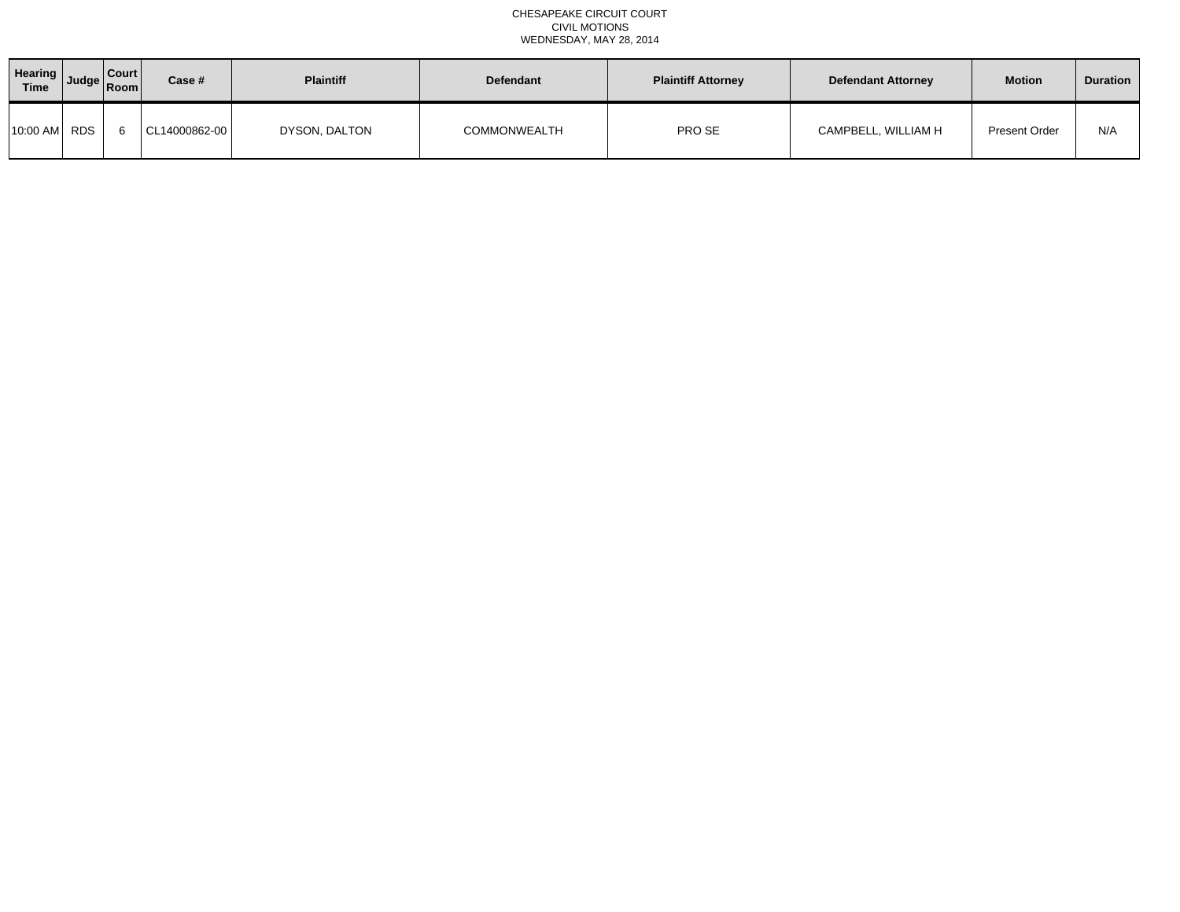CHESAPEAKE CIRCUIT COURT
CIVIL MOTIONS
WEDNESDAY, MAY 28, 2014

| Hearing Time | Judge | Court Room | Case # | Plaintiff | Defendant | Plaintiff Attorney | Defendant Attorney | Motion | Duration |
|---|---|---|---|---|---|---|---|---|---|
| 10:00 AM | RDS | 6 | CL14000862-00 | DYSON, DALTON | COMMONWEALTH | PRO SE | CAMPBELL, WILLIAM H | Present Order | N/A |